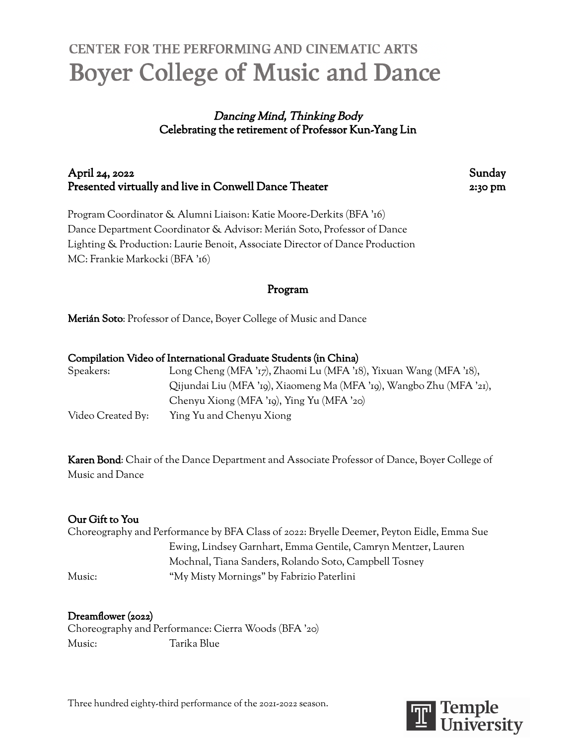## CENTER FOR THE PERFORMING AND CINEMATIC ARTS

# Boyer College of Music and Dance

*Dancing Mind, Thinking Body*
**Celebrating the retirement of Professor Kun-Yang Lin**

**April 24, 2022** **Sunday**
**Presented virtually and live in Conwell Dance Theater** **2:30 pm**

Program Coordinator & Alumni Liaison: Katie Moore-Derkits (BFA '16)
Dance Department Coordinator & Advisor: Merián Soto, Professor of Dance
Lighting & Production: Laurie Benoit, Associate Director of Dance Production
MC: Frankie Markocki (BFA '16)

## Program

**Merián Soto**: Professor of Dance, Boyer College of Music and Dance

**Compilation Video of International Graduate Students (in China)**
Speakers: Long Cheng (MFA '17), Zhaomi Lu (MFA '18), Yixuan Wang (MFA '18), Qijundai Liu (MFA '19), Xiaomeng Ma (MFA '19), Wangbo Zhu (MFA '21), Chenyu Xiong (MFA '19), Ying Yu (MFA '20)
Video Created By: Ying Yu and Chenyu Xiong

**Karen Bond**: Chair of the Dance Department and Associate Professor of Dance, Boyer College of Music and Dance

**Our Gift to You**
Choreography and Performance by BFA Class of 2022: Bryelle Deemer, Peyton Eidle, Emma Sue Ewing, Lindsey Garnhart, Emma Gentile, Camryn Mentzer, Lauren Mochnal, Tiana Sanders, Rolando Soto, Campbell Tosney
Music: "My Misty Mornings" by Fabrizio Paterlini

**Dreamflower (2022)**
Choreography and Performance: Cierra Woods (BFA '20)
Music: Tarika Blue

Three hundred eighty-third performance of the 2021-2022 season.

Temple University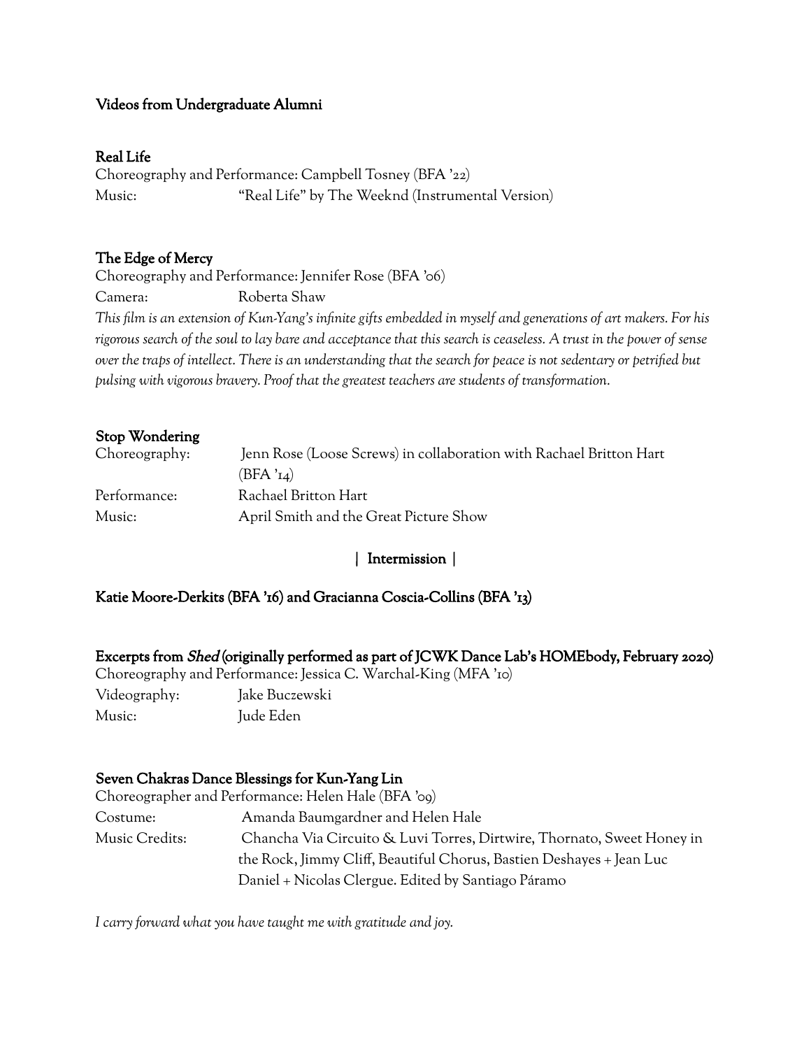## Videos from Undergraduate Alumni

### Real Life

Choreography and Performance: Campbell Tosney (BFA '22)
Music: "Real Life" by The Weeknd (Instrumental Version)

### The Edge of Mercy

Choreography and Performance: Jennifer Rose (BFA '06)
Camera: Roberta Shaw

*This film is an extension of Kun-Yang's infinite gifts embedded in myself and generations of art makers. For his rigorous search of the soul to lay bare and acceptance that this search is ceaseless. A trust in the power of sense over the traps of intellect. There is an understanding that the search for peace is not sedentary or petrified but pulsing with vigorous bravery. Proof that the greatest teachers are students of transformation.*

### Stop Wondering

Choreography: Jenn Rose (Loose Screws) in collaboration with Rachael Britton Hart (BFA '14)
Performance: Rachael Britton Hart
Music: April Smith and the Great Picture Show

**| Intermission |**

### Katie Moore-Derkits (BFA '16) and Gracianna Coscia-Collins (BFA '13)

### Excerpts from *Shed* (originally performed as part of JCWK Dance Lab's HOMEbody, February 2020)

Choreography and Performance: Jessica C. Warchal-King (MFA '10)
Videography: Jake Buczewski
Music: Jude Eden

### Seven Chakras Dance Blessings for Kun-Yang Lin

Choreographer and Performance: Helen Hale (BFA '09)
Costume: Amanda Baumgardner and Helen Hale
Music Credits: Chancha Via Circuito & Luvi Torres, Dirtwire, Thornato, Sweet Honey in the Rock, Jimmy Cliff, Beautiful Chorus, Bastien Deshayes + Jean Luc Daniel + Nicolas Clergue. Edited by Santiago Páramo

*I carry forward what you have taught me with gratitude and joy.*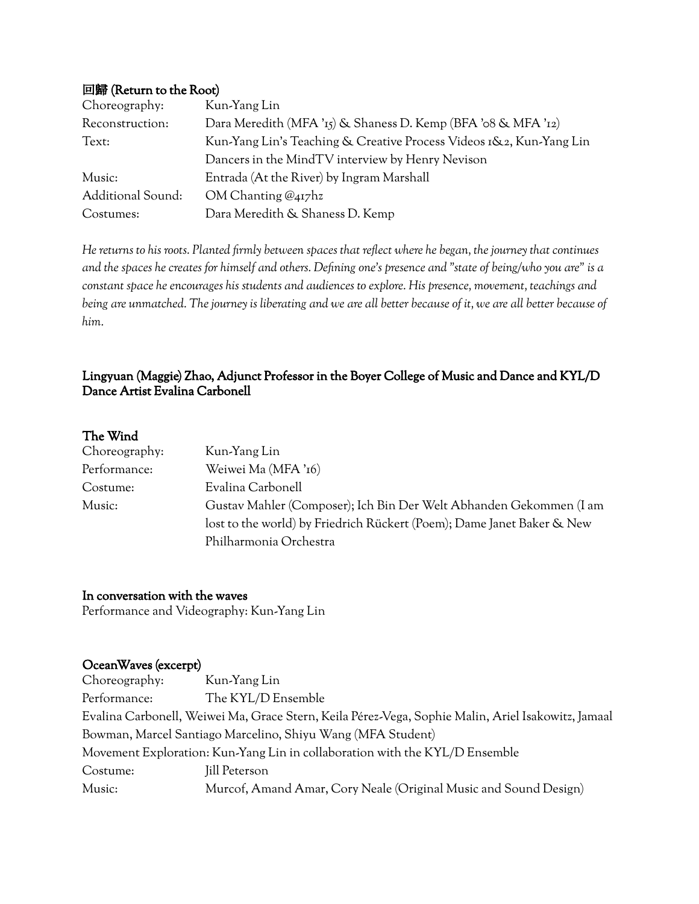**回歸 (Return to the Root)**

| | |
|---|---|
| Choreography: | Kun-Yang Lin |
| Reconstruction: | Dara Meredith (MFA '15) & Shaness D. Kemp (BFA '08 & MFA '12) |
| Text: | Kun-Yang Lin's Teaching & Creative Process Videos 1&2, Kun-Yang Lin Dancers in the MindTV interview by Henry Nevison |
| Music: | Entrada (At the River) by Ingram Marshall |
| Additional Sound: | OM Chanting @417hz |
| Costumes: | Dara Meredith & Shaness D. Kemp |

*He returns to his roots. Planted firmly between spaces that reflect where he began, the journey that continues and the spaces he creates for himself and others. Defining one's presence and "state of being/who you are" is a constant space he encourages his students and audiences to explore. His presence, movement, teachings and being are unmatched. The journey is liberating and we are all better because of it, we are all better because of him.*

**Lingyuan (Maggie) Zhao, Adjunct Professor in the Boyer College of Music and Dance and KYL/D Dance Artist Evalina Carbonell**

**The Wind**

| | |
|---|---|
| Choreography: | Kun-Yang Lin |
| Performance: | Weiwei Ma (MFA '16) |
| Costume: | Evalina Carbonell |
| Music: | Gustav Mahler (Composer); Ich Bin Der Welt Abhanden Gekommen (I am lost to the world) by Friedrich Rückert (Poem); Dame Janet Baker & New Philharmonia Orchestra |

**In conversation with the waves**

Performance and Videography: Kun-Yang Lin

**OceanWaves (excerpt)**

Choreography: Kun-Yang Lin

Performance: The KYL/D Ensemble

Evalina Carbonell, Weiwei Ma, Grace Stern, Keila Pérez-Vega, Sophie Malin, Ariel Isakowitz, Jamaal Bowman, Marcel Santiago Marcelino, Shiyu Wang (MFA Student)

Movement Exploration: Kun-Yang Lin in collaboration with the KYL/D Ensemble

Costume: Jill Peterson

Music: Murcof, Amand Amar, Cory Neale (Original Music and Sound Design)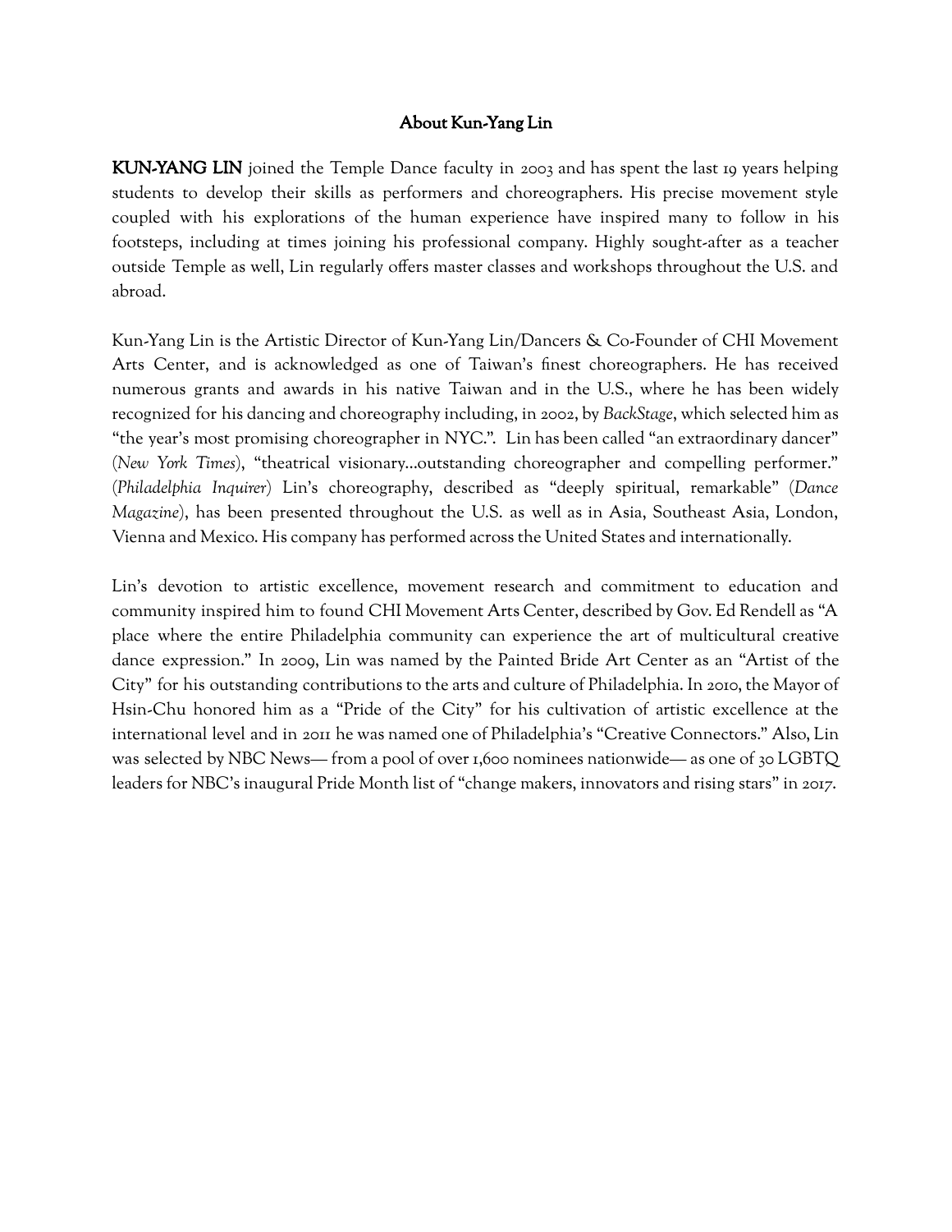## About Kun-Yang Lin

**KUN-YANG LIN** joined the Temple Dance faculty in 2003 and has spent the last 19 years helping students to develop their skills as performers and choreographers. His precise movement style coupled with his explorations of the human experience have inspired many to follow in his footsteps, including at times joining his professional company. Highly sought-after as a teacher outside Temple as well, Lin regularly offers master classes and workshops throughout the U.S. and abroad.

Kun-Yang Lin is the Artistic Director of Kun-Yang Lin/Dancers & Co-Founder of CHI Movement Arts Center, and is acknowledged as one of Taiwan's finest choreographers. He has received numerous grants and awards in his native Taiwan and in the U.S., where he has been widely recognized for his dancing and choreography including, in 2002, by *BackStage*, which selected him as "the year's most promising choreographer in NYC.". Lin has been called "an extraordinary dancer" (*New York Times*), "theatrical visionary…outstanding choreographer and compelling performer." (*Philadelphia Inquirer*) Lin's choreography, described as "deeply spiritual, remarkable" (*Dance Magazine*), has been presented throughout the U.S. as well as in Asia, Southeast Asia, London, Vienna and Mexico. His company has performed across the United States and internationally.

Lin's devotion to artistic excellence, movement research and commitment to education and community inspired him to found CHI Movement Arts Center, described by Gov. Ed Rendell as "A place where the entire Philadelphia community can experience the art of multicultural creative dance expression." In 2009, Lin was named by the Painted Bride Art Center as an "Artist of the City" for his outstanding contributions to the arts and culture of Philadelphia. In 2010, the Mayor of Hsin-Chu honored him as a "Pride of the City" for his cultivation of artistic excellence at the international level and in 2011 he was named one of Philadelphia's "Creative Connectors." Also, Lin was selected by NBC News— from a pool of over 1,600 nominees nationwide— as one of 30 LGBTQ leaders for NBC's inaugural Pride Month list of "change makers, innovators and rising stars" in 2017.